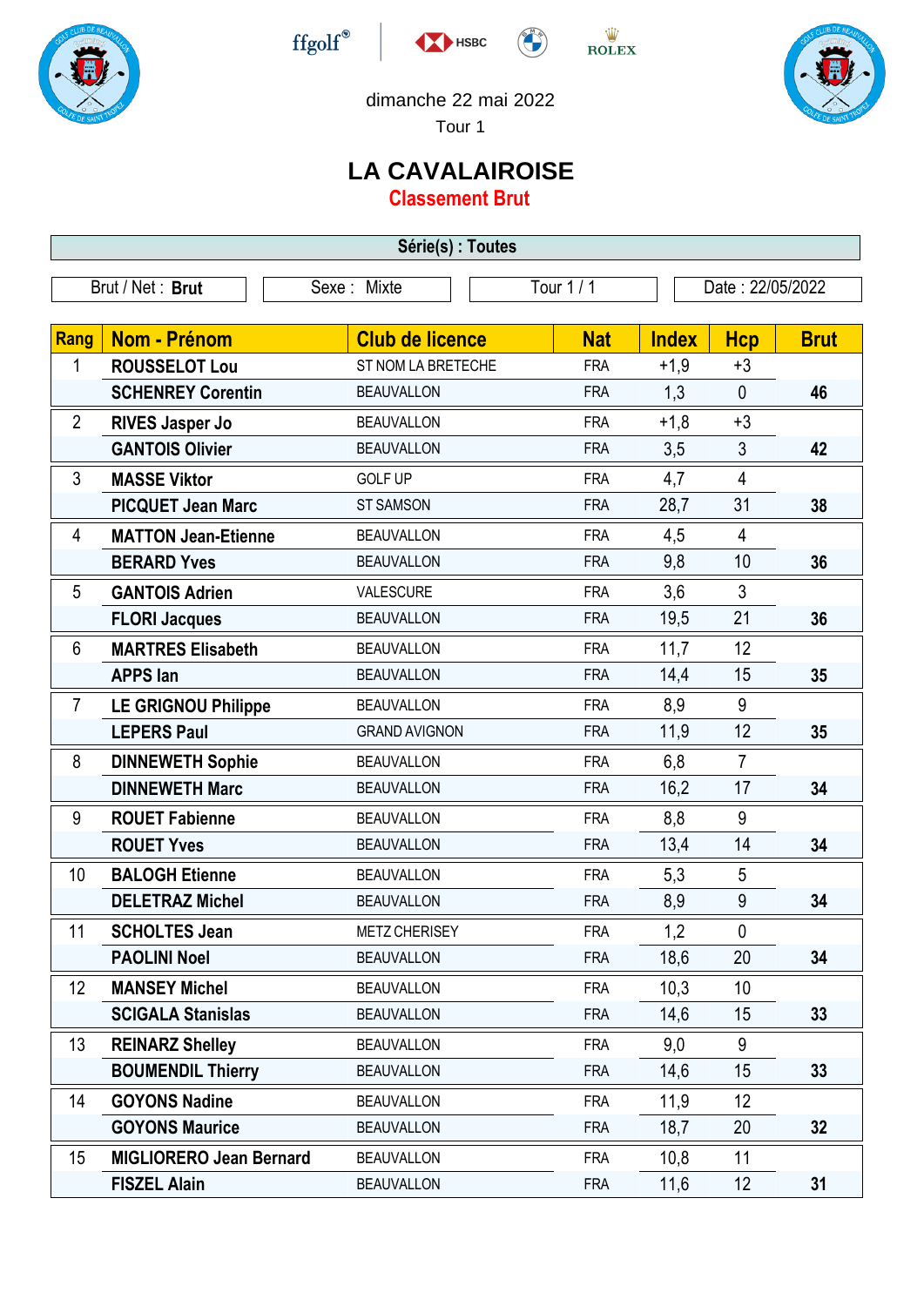dimanche 22 mai 2022

Tour 1

# LA CAVALAIROISE

## Classement Brut

**Série(s) : Toutes**

| Brut / Net : **Brut** | Sexe : Mixte | Tour 1 / 1 | Date : 22/05/2022 |
|---|---|---|---|

| Rang | Nom - Prénom | Club de licence | Nat | Index | Hcp | Brut |
|---|---|---|---|---|---|---|
| 1 | **ROUSSELOT Lou** | ST NOM LA BRETECHE | FRA | +1,9 | +3 | |
| | **SCHENREY Corentin** | BEAUVALLON | FRA | 1,3 | 0 | **46** |
| 2 | **RIVES Jasper Jo** | BEAUVALLON | FRA | +1,8 | +3 | |
| | **GANTOIS Olivier** | BEAUVALLON | FRA | 3,5 | 3 | **42** |
| 3 | **MASSE Viktor** | GOLF UP | FRA | 4,7 | 4 | |
| | **PICQUET Jean Marc** | ST SAMSON | FRA | 28,7 | 31 | **38** |
| 4 | **MATTON Jean-Etienne** | BEAUVALLON | FRA | 4,5 | 4 | |
| | **BERARD Yves** | BEAUVALLON | FRA | 9,8 | 10 | **36** |
| 5 | **GANTOIS Adrien** | VALESCURE | FRA | 3,6 | 3 | |
| | **FLORI Jacques** | BEAUVALLON | FRA | 19,5 | 21 | **36** |
| 6 | **MARTRES Elisabeth** | BEAUVALLON | FRA | 11,7 | 12 | |
| | **APPS Ian** | BEAUVALLON | FRA | 14,4 | 15 | **35** |
| 7 | **LE GRIGNOU Philippe** | BEAUVALLON | FRA | 8,9 | 9 | |
| | **LEPERS Paul** | GRAND AVIGNON | FRA | 11,9 | 12 | **35** |
| 8 | **DINNEWETH Sophie** | BEAUVALLON | FRA | 6,8 | 7 | |
| | **DINNEWETH Marc** | BEAUVALLON | FRA | 16,2 | 17 | **34** |
| 9 | **ROUET Fabienne** | BEAUVALLON | FRA | 8,8 | 9 | |
| | **ROUET Yves** | BEAUVALLON | FRA | 13,4 | 14 | **34** |
| 10 | **BALOGH Etienne** | BEAUVALLON | FRA | 5,3 | 5 | |
| | **DELETRAZ Michel** | BEAUVALLON | FRA | 8,9 | 9 | **34** |
| 11 | **SCHOLTES Jean** | METZ CHERISEY | FRA | 1,2 | 0 | |
| | **PAOLINI Noel** | BEAUVALLON | FRA | 18,6 | 20 | **34** |
| 12 | **MANSEY Michel** | BEAUVALLON | FRA | 10,3 | 10 | |
| | **SCIGALA Stanislas** | BEAUVALLON | FRA | 14,6 | 15 | **33** |
| 13 | **REINARZ Shelley** | BEAUVALLON | FRA | 9,0 | 9 | |
| | **BOUMENDIL Thierry** | BEAUVALLON | FRA | 14,6 | 15 | **33** |
| 14 | **GOYONS Nadine** | BEAUVALLON | FRA | 11,9 | 12 | |
| | **GOYONS Maurice** | BEAUVALLON | FRA | 18,7 | 20 | **32** |
| 15 | **MIGLIORERO Jean Bernard** | BEAUVALLON | FRA | 10,8 | 11 | |
| | **FISZEL Alain** | BEAUVALLON | FRA | 11,6 | 12 | **31** |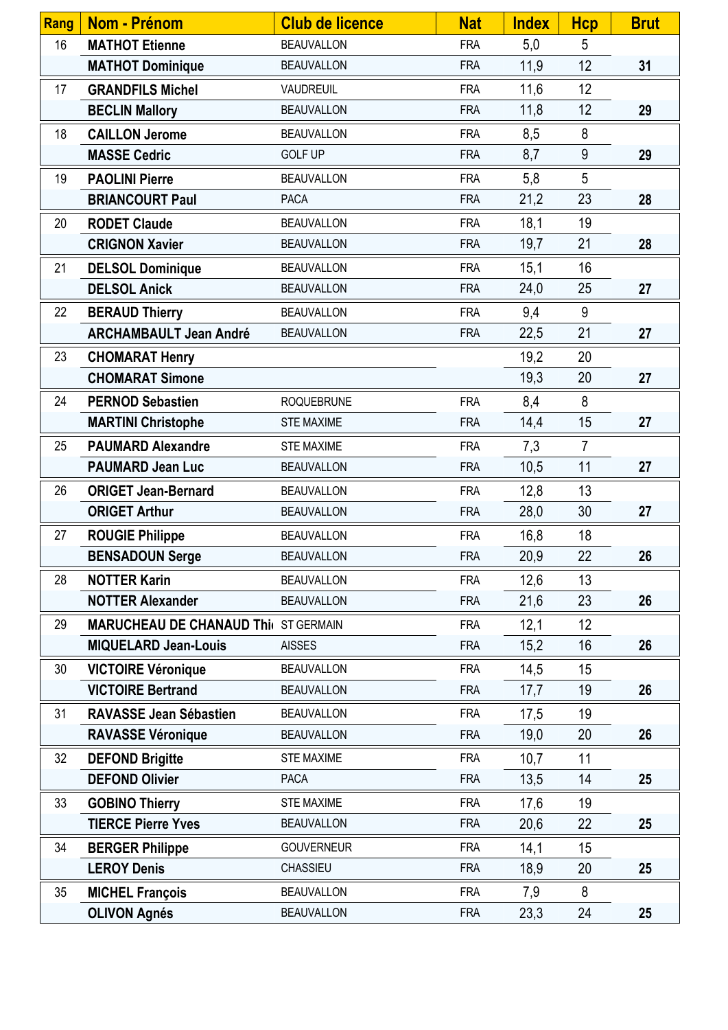| Rang | Nom - Prénom | Club de licence | Nat | Index | Hcp | Brut |
|---|---|---|---|---|---|---|
| 16 | **MATHOT Etienne** | BEAUVALLON | FRA | 5,0 | 5 | |
| | **MATHOT Dominique** | BEAUVALLON | FRA | 11,9 | 12 | **31** |
| 17 | **GRANDFILS Michel** | VAUDREUIL | FRA | 11,6 | 12 | |
| | **BECLIN Mallory** | BEAUVALLON | FRA | 11,8 | 12 | **29** |
| 18 | **CAILLON Jerome** | BEAUVALLON | FRA | 8,5 | 8 | |
| | **MASSE Cedric** | GOLF UP | FRA | 8,7 | 9 | **29** |
| 19 | **PAOLINI Pierre** | BEAUVALLON | FRA | 5,8 | 5 | |
| | **BRIANCOURT Paul** | PACA | FRA | 21,2 | 23 | **28** |
| 20 | **RODET Claude** | BEAUVALLON | FRA | 18,1 | 19 | |
| | **CRIGNON Xavier** | BEAUVALLON | FRA | 19,7 | 21 | **28** |
| 21 | **DELSOL Dominique** | BEAUVALLON | FRA | 15,1 | 16 | |
| | **DELSOL Anick** | BEAUVALLON | FRA | 24,0 | 25 | **27** |
| 22 | **BERAUD Thierry** | BEAUVALLON | FRA | 9,4 | 9 | |
| | **ARCHAMBAULT Jean André** | BEAUVALLON | FRA | 22,5 | 21 | **27** |
| 23 | **CHOMARAT Henry** | | | 19,2 | 20 | |
| | **CHOMARAT Simone** | | | 19,3 | 20 | **27** |
| 24 | **PERNOD Sebastien** | ROQUEBRUNE | FRA | 8,4 | 8 | |
| | **MARTINI Christophe** | STE MAXIME | FRA | 14,4 | 15 | **27** |
| 25 | **PAUMARD Alexandre** | STE MAXIME | FRA | 7,3 | 7 | |
| | **PAUMARD Jean Luc** | BEAUVALLON | FRA | 10,5 | 11 | **27** |
| 26 | **ORIGET Jean-Bernard** | BEAUVALLON | FRA | 12,8 | 13 | |
| | **ORIGET Arthur** | BEAUVALLON | FRA | 28,0 | 30 | **27** |
| 27 | **ROUGIE Philippe** | BEAUVALLON | FRA | 16,8 | 18 | |
| | **BENSADOUN Serge** | BEAUVALLON | FRA | 20,9 | 22 | **26** |
| 28 | **NOTTER Karin** | BEAUVALLON | FRA | 12,6 | 13 | |
| | **NOTTER Alexander** | BEAUVALLON | FRA | 21,6 | 23 | **26** |
| 29 | **MARUCHEAU DE CHANAUD Thi** | ST GERMAIN | FRA | 12,1 | 12 | |
| | **MIQUELARD Jean-Louis** | AISSES | FRA | 15,2 | 16 | **26** |
| 30 | **VICTOIRE Véronique** | BEAUVALLON | FRA | 14,5 | 15 | |
| | **VICTOIRE Bertrand** | BEAUVALLON | FRA | 17,7 | 19 | **26** |
| 31 | **RAVASSE Jean Sébastien** | BEAUVALLON | FRA | 17,5 | 19 | |
| | **RAVASSE Véronique** | BEAUVALLON | FRA | 19,0 | 20 | **26** |
| 32 | **DEFOND Brigitte** | STE MAXIME | FRA | 10,7 | 11 | |
| | **DEFOND Olivier** | PACA | FRA | 13,5 | 14 | **25** |
| 33 | **GOBINO Thierry** | STE MAXIME | FRA | 17,6 | 19 | |
| | **TIERCE Pierre Yves** | BEAUVALLON | FRA | 20,6 | 22 | **25** |
| 34 | **BERGER Philippe** | GOUVERNEUR | FRA | 14,1 | 15 | |
| | **LEROY Denis** | CHASSIEU | FRA | 18,9 | 20 | **25** |
| 35 | **MICHEL François** | BEAUVALLON | FRA | 7,9 | 8 | |
| | **OLIVON Agnés** | BEAUVALLON | FRA | 23,3 | 24 | **25** |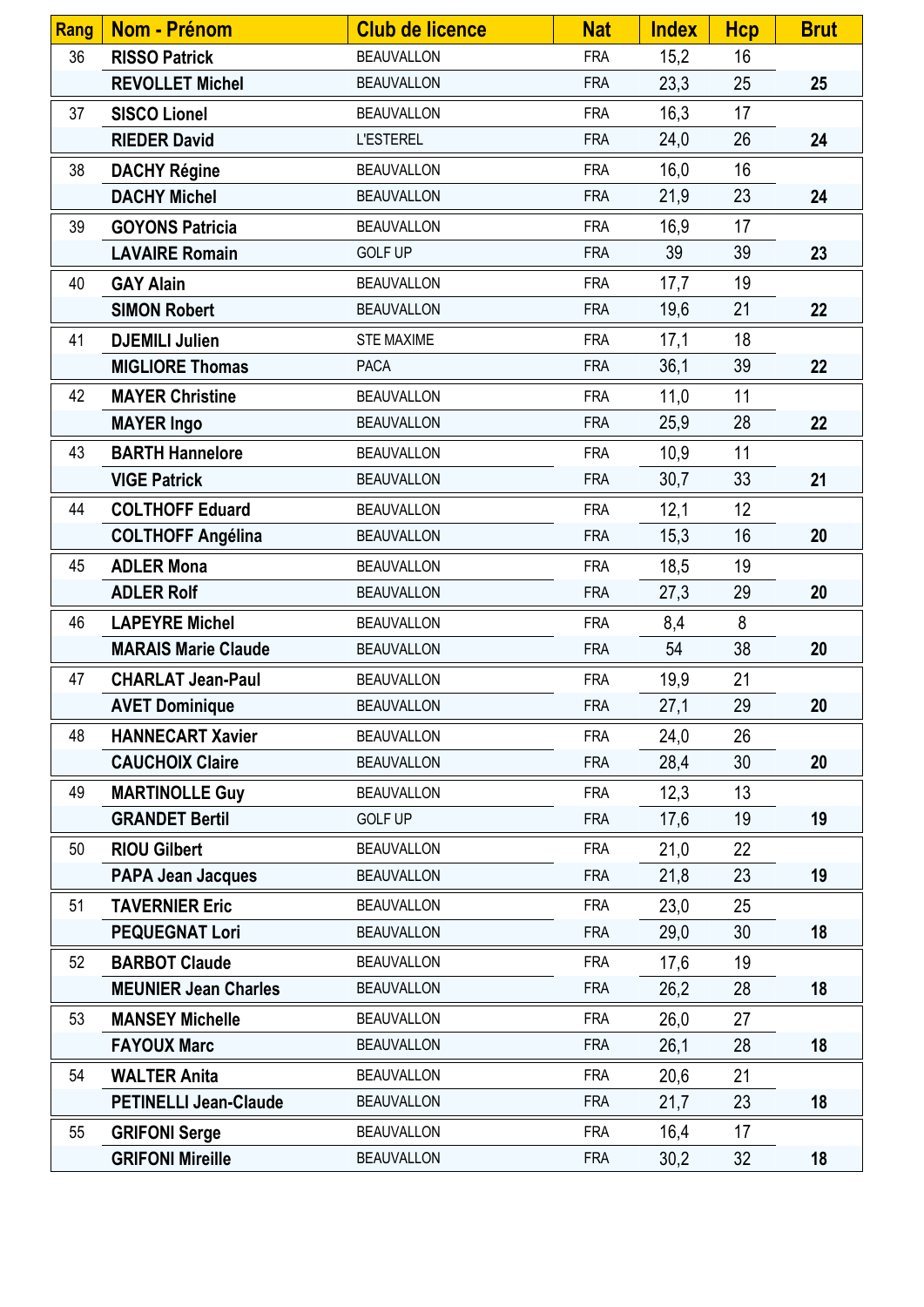| Rang | Nom - Prénom | Club de licence | Nat | Index | Hcp | Brut |
|---|---|---|---|---|---|---|
| 36 | **RISSO Patrick** | BEAUVALLON | FRA | 15,2 | 16 | |
| | **REVOLLET Michel** | BEAUVALLON | FRA | 23,3 | 25 | **25** |
| 37 | **SISCO Lionel** | BEAUVALLON | FRA | 16,3 | 17 | |
| | **RIEDER David** | L'ESTEREL | FRA | 24,0 | 26 | **24** |
| 38 | **DACHY Régine** | BEAUVALLON | FRA | 16,0 | 16 | |
| | **DACHY Michel** | BEAUVALLON | FRA | 21,9 | 23 | **24** |
| 39 | **GOYONS Patricia** | BEAUVALLON | FRA | 16,9 | 17 | |
| | **LAVAIRE Romain** | GOLF UP | FRA | 39 | 39 | **23** |
| 40 | **GAY Alain** | BEAUVALLON | FRA | 17,7 | 19 | |
| | **SIMON Robert** | BEAUVALLON | FRA | 19,6 | 21 | **22** |
| 41 | **DJEMILI Julien** | STE MAXIME | FRA | 17,1 | 18 | |
| | **MIGLIORE Thomas** | PACA | FRA | 36,1 | 39 | **22** |
| 42 | **MAYER Christine** | BEAUVALLON | FRA | 11,0 | 11 | |
| | **MAYER Ingo** | BEAUVALLON | FRA | 25,9 | 28 | **22** |
| 43 | **BARTH Hannelore** | BEAUVALLON | FRA | 10,9 | 11 | |
| | **VIGE Patrick** | BEAUVALLON | FRA | 30,7 | 33 | **21** |
| 44 | **COLTHOFF Eduard** | BEAUVALLON | FRA | 12,1 | 12 | |
| | **COLTHOFF Angélina** | BEAUVALLON | FRA | 15,3 | 16 | **20** |
| 45 | **ADLER Mona** | BEAUVALLON | FRA | 18,5 | 19 | |
| | **ADLER Rolf** | BEAUVALLON | FRA | 27,3 | 29 | **20** |
| 46 | **LAPEYRE Michel** | BEAUVALLON | FRA | 8,4 | 8 | |
| | **MARAIS Marie Claude** | BEAUVALLON | FRA | 54 | 38 | **20** |
| 47 | **CHARLAT Jean-Paul** | BEAUVALLON | FRA | 19,9 | 21 | |
| | **AVET Dominique** | BEAUVALLON | FRA | 27,1 | 29 | **20** |
| 48 | **HANNECART Xavier** | BEAUVALLON | FRA | 24,0 | 26 | |
| | **CAUCHOIX Claire** | BEAUVALLON | FRA | 28,4 | 30 | **20** |
| 49 | **MARTINOLLE Guy** | BEAUVALLON | FRA | 12,3 | 13 | |
| | **GRANDET Bertil** | GOLF UP | FRA | 17,6 | 19 | **19** |
| 50 | **RIOU Gilbert** | BEAUVALLON | FRA | 21,0 | 22 | |
| | **PAPA Jean Jacques** | BEAUVALLON | FRA | 21,8 | 23 | **19** |
| 51 | **TAVERNIER Eric** | BEAUVALLON | FRA | 23,0 | 25 | |
| | **PEQUEGNAT Lori** | BEAUVALLON | FRA | 29,0 | 30 | **18** |
| 52 | **BARBOT Claude** | BEAUVALLON | FRA | 17,6 | 19 | |
| | **MEUNIER Jean Charles** | BEAUVALLON | FRA | 26,2 | 28 | **18** |
| 53 | **MANSEY Michelle** | BEAUVALLON | FRA | 26,0 | 27 | |
| | **FAYOUX Marc** | BEAUVALLON | FRA | 26,1 | 28 | **18** |
| 54 | **WALTER Anita** | BEAUVALLON | FRA | 20,6 | 21 | |
| | **PETINELLI Jean-Claude** | BEAUVALLON | FRA | 21,7 | 23 | **18** |
| 55 | **GRIFONI Serge** | BEAUVALLON | FRA | 16,4 | 17 | |
| | **GRIFONI Mireille** | BEAUVALLON | FRA | 30,2 | 32 | **18** |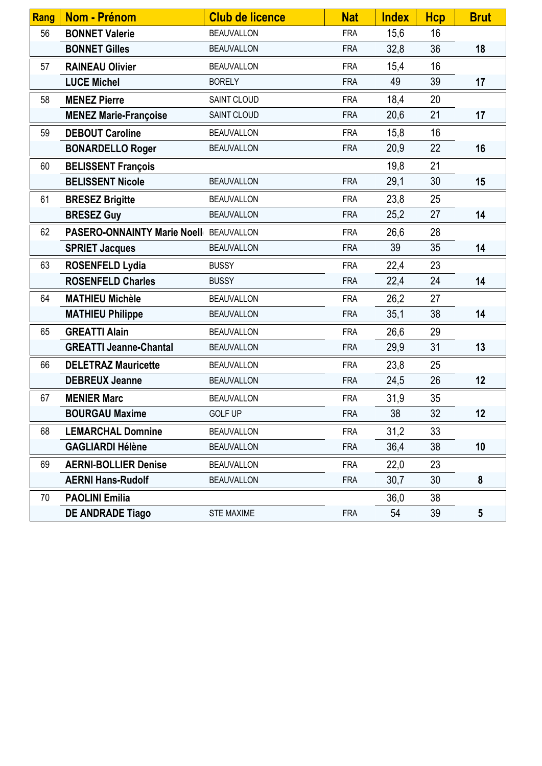| Rang | Nom - Prénom | Club de licence | Nat | Index | Hcp | Brut |
|---|---|---|---|---|---|---|
| 56 | **BONNET Valerie** | BEAUVALLON | FRA | 15,6 | 16 | |
| | **BONNET Gilles** | BEAUVALLON | FRA | 32,8 | 36 | **18** |
| 57 | **RAINEAU Olivier** | BEAUVALLON | FRA | 15,4 | 16 | |
| | **LUCE Michel** | BORELY | FRA | 49 | 39 | **17** |
| 58 | **MENEZ Pierre** | SAINT CLOUD | FRA | 18,4 | 20 | |
| | **MENEZ Marie-Françoise** | SAINT CLOUD | FRA | 20,6 | 21 | **17** |
| 59 | **DEBOUT Caroline** | BEAUVALLON | FRA | 15,8 | 16 | |
| | **BONARDELLO Roger** | BEAUVALLON | FRA | 20,9 | 22 | **16** |
| 60 | **BELISSENT François** | | | 19,8 | 21 | |
| | **BELISSENT Nicole** | BEAUVALLON | FRA | 29,1 | 30 | **15** |
| 61 | **BRESEZ Brigitte** | BEAUVALLON | FRA | 23,8 | 25 | |
| | **BRESEZ Guy** | BEAUVALLON | FRA | 25,2 | 27 | **14** |
| 62 | **PASERO-ONNAINTY Marie Noell** | BEAUVALLON | FRA | 26,6 | 28 | |
| | **SPRIET Jacques** | BEAUVALLON | FRA | 39 | 35 | **14** |
| 63 | **ROSENFELD Lydia** | BUSSY | FRA | 22,4 | 23 | |
| | **ROSENFELD Charles** | BUSSY | FRA | 22,4 | 24 | **14** |
| 64 | **MATHIEU Michèle** | BEAUVALLON | FRA | 26,2 | 27 | |
| | **MATHIEU Philippe** | BEAUVALLON | FRA | 35,1 | 38 | **14** |
| 65 | **GREATTI Alain** | BEAUVALLON | FRA | 26,6 | 29 | |
| | **GREATTI Jeanne-Chantal** | BEAUVALLON | FRA | 29,9 | 31 | **13** |
| 66 | **DELETRAZ Mauricette** | BEAUVALLON | FRA | 23,8 | 25 | |
| | **DEBREUX Jeanne** | BEAUVALLON | FRA | 24,5 | 26 | **12** |
| 67 | **MENIER Marc** | BEAUVALLON | FRA | 31,9 | 35 | |
| | **BOURGAU Maxime** | GOLF UP | FRA | 38 | 32 | **12** |
| 68 | **LEMARCHAL Domnine** | BEAUVALLON | FRA | 31,2 | 33 | |
| | **GAGLIARDI Hélène** | BEAUVALLON | FRA | 36,4 | 38 | **10** |
| 69 | **AERNI-BOLLIER Denise** | BEAUVALLON | FRA | 22,0 | 23 | |
| | **AERNI Hans-Rudolf** | BEAUVALLON | FRA | 30,7 | 30 | **8** |
| 70 | **PAOLINI Emilia** | | | 36,0 | 38 | |
| | **DE ANDRADE Tiago** | STE MAXIME | FRA | 54 | 39 | **5** |